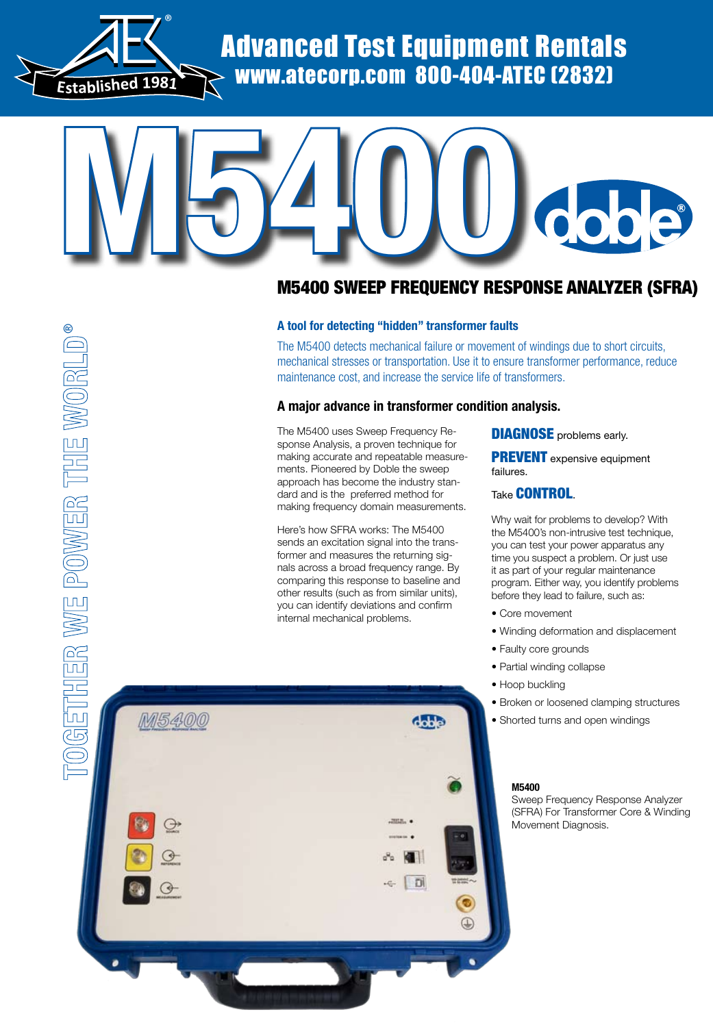Advanced Test Equipment Rentals
www.atecorp.com 800-404-ATEC (2832)

Established 1981

# M5400

## M5400 SWEEP FREQUENCY RESPONSE ANALYZER (SFRA)

TOGETHER WE POWER THE WORLD®

### A tool for detecting "hidden" transformer faults

The M5400 detects mechanical failure or movement of windings due to short circuits, mechanical stresses or transportation. Use it to ensure transformer performance, reduce maintenance cost, and increase the service life of transformers.

### A major advance in transformer condition analysis.

The M5400 uses Sweep Frequency Response Analysis, a proven technique for making accurate and repeatable measurements. Pioneered by Doble the sweep approach has become the industry standard and is the preferred method for making frequency domain measurements.

Here's how SFRA works: The M5400 sends an excitation signal into the transformer and measures the returning signals across a broad frequency range. By comparing this response to baseline and other results (such as from similar units), you can identify deviations and confirm internal mechanical problems.

**DIAGNOSE** problems early.

**PREVENT** expensive equipment failures.

Take **CONTROL**.

Why wait for problems to develop? With the M5400's non-intrusive test technique, you can test your power apparatus any time you suspect a problem. Or just use it as part of your regular maintenance program. Either way, you identify problems before they lead to failure, such as:

- Core movement
- Winding deformation and displacement
- Faulty core grounds
- Partial winding collapse
- Hoop buckling
- Broken or loosened clamping structures
- Shorted turns and open windings

**M5400**
Sweep Frequency Response Analyzer (SFRA) For Transformer Core & Winding Movement Diagnosis.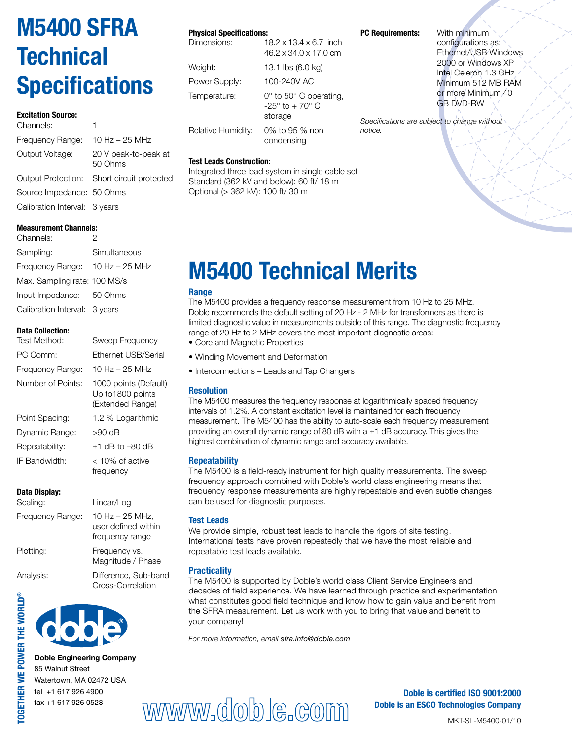# M5400 SFRA Technical Specifications

**Excitation Source:**

| | |
|---|---|
| Channels: | 1 |
| Frequency Range: | 10 Hz – 25 MHz |
| Output Voltage: | 20 V peak-to-peak at 50 Ohms |
| Output Protection: | Short circuit protected |
| Source Impedance: | 50 Ohms |
| Calibration Interval: | 3 years |

**Measurement Channels:**

| | |
|---|---|
| Channels: | 2 |
| Sampling: | Simultaneous |
| Frequency Range: | 10 Hz – 25 MHz |
| Max. Sampling rate: | 100 MS/s |
| Input Impedance: | 50 Ohms |
| Calibration Interval: | 3 years |

**Data Collection:**

| | |
|---|---|
| Test Method: | Sweep Frequency |
| PC Comm: | Ethernet USB/Serial |
| Frequency Range: | 10 Hz – 25 MHz |
| Number of Points: | 1000 points (Default) Up to1800 points (Extended Range) |
| Point Spacing: | 1.2 % Logarithmic |
| Dynamic Range: | >90 dB |
| Repeatability: | ±1 dB to –80 dB |
| IF Bandwidth: | < 10% of active frequency |

**Data Display:**

| | |
|---|---|
| Scaling: | Linear/Log |
| Frequency Range: | 10 Hz – 25 MHz, user defined within frequency range |
| Plotting: | Frequency vs. Magnitude / Phase |
| Analysis: | Difference, Sub-band Cross-Correlation |

**Physical Specifications:**

| | |
|---|---|
| Dimensions: | 18.2 x 13.4 x 6.7 inch 46.2 x 34.0 x 17.0 cm |
| Weight: | 13.1 lbs (6.0 kg) |
| Power Supply: | 100-240V AC |
| Temperature: | 0° to 50° C operating, -25° to + 70° C storage |
| Relative Humidity: | 0% to 95 % non condensing |

**Test Leads Construction:**

Integrated three lead system in single cable set
Standard (362 kV and below): 60 ft/ 18 m
Optional (> 362 kV): 100 ft/ 30 m

**PC Requirements:** With minimum configurations as: Ethernet/USB Windows 2000 or Windows XP Intel Celeron 1.3 GHz Minimum 512 MB RAM or more Minimum 40 GB DVD-RW

*Specifications are subject to change without notice.*

# M5400 Technical Merits

## Range

The M5400 provides a frequency response measurement from 10 Hz to 25 MHz. Doble recommends the default setting of 20 Hz - 2 MHz for transformers as there is limited diagnostic value in measurements outside of this range. The diagnostic frequency range of 20 Hz to 2 MHz covers the most important diagnostic areas:

- Core and Magnetic Properties
- Winding Movement and Deformation
- Interconnections – Leads and Tap Changers

## Resolution

The M5400 measures the frequency response at logarithmically spaced frequency intervals of 1.2%. A constant excitation level is maintained for each frequency measurement. The M5400 has the ability to auto-scale each frequency measurement providing an overall dynamic range of 80 dB with a ±1 dB accuracy. This gives the highest combination of dynamic range and accuracy available.

## Repeatability

The M5400 is a field-ready instrument for high quality measurements. The sweep frequency approach combined with Doble's world class engineering means that frequency response measurements are highly repeatable and even subtle changes can be used for diagnostic purposes.

## Test Leads

We provide simple, robust test leads to handle the rigors of site testing. International tests have proven repeatedly that we have the most reliable and repeatable test leads available.

## Practicality

The M5400 is supported by Doble's world class Client Service Engineers and decades of field experience. We have learned through practice and experimentation what constitutes good field technique and know how to gain value and benefit from the SFRA measurement. Let us work with you to bring that value and benefit to your company!

*For more information, email sfra.info@doble.com*

TOGETHER WE POWER THE WORLD®

doble®

**Doble Engineering Company**
85 Walnut Street
Watertown, MA 02472 USA
tel +1 617 926 4900
fax +1 617 926 0528

www.doble.com

**Doble is certified ISO 9001:2000**
**Doble is an ESCO Technologies Company**

MKT-SL-M5400-01/10